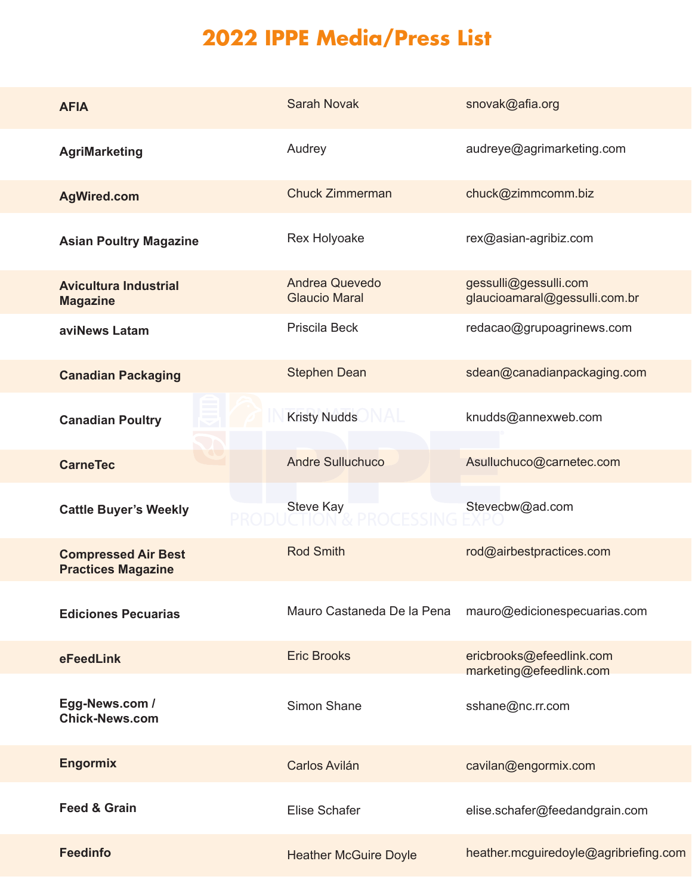# 2022 IPPE Media/Press List

| | | |
|---|---|---|
| **AFIA** | Sarah Novak | snovak@afia.org |
| **AgriMarketing** | Audrey | audreye@agrimarketing.com |
| **AgWired.com** | Chuck Zimmerman | chuck@zimmcomm.biz |
| **Asian Poultry Magazine** | Rex Holyoake | rex@asian-agribiz.com |
| **Avicultura Industrial Magazine** | Andrea Quevedo<br>Glaucio Maral | gessulli@gessulli.com<br>glaucioamaral@gessulli.com.br |
| **aviNews Latam** | Priscila Beck | redacao@grupoagrinews.com |
| **Canadian Packaging** | Stephen Dean | sdean@canadianpackaging.com |
| **Canadian Poultry** | Kristy Nudds | knudds@annexweb.com |
| **CarneTec** | Andre Sulluchuco | Asulluchuco@carnetec.com |
| **Cattle Buyer's Weekly** | Steve Kay | Stevecbw@ad.com |
| **Compressed Air Best Practices Magazine** | Rod Smith | rod@airbestpractices.com |
| **Ediciones Pecuarias** | Mauro Castaneda De la Pena | mauro@edicionespecuarias.com |
| **eFeedLink** | Eric Brooks | ericbrooks@efeedlink.com<br>marketing@efeedlink.com |
| **Egg-News.com / Chick-News.com** | Simon Shane | sshane@nc.rr.com |
| **Engormix** | Carlos Avilán | cavilan@engormix.com |
| **Feed & Grain** | Elise Schafer | elise.schafer@feedandgrain.com |
| **Feedinfo** | Heather McGuire Doyle | heather.mcguiredoyle@agribriefing.com |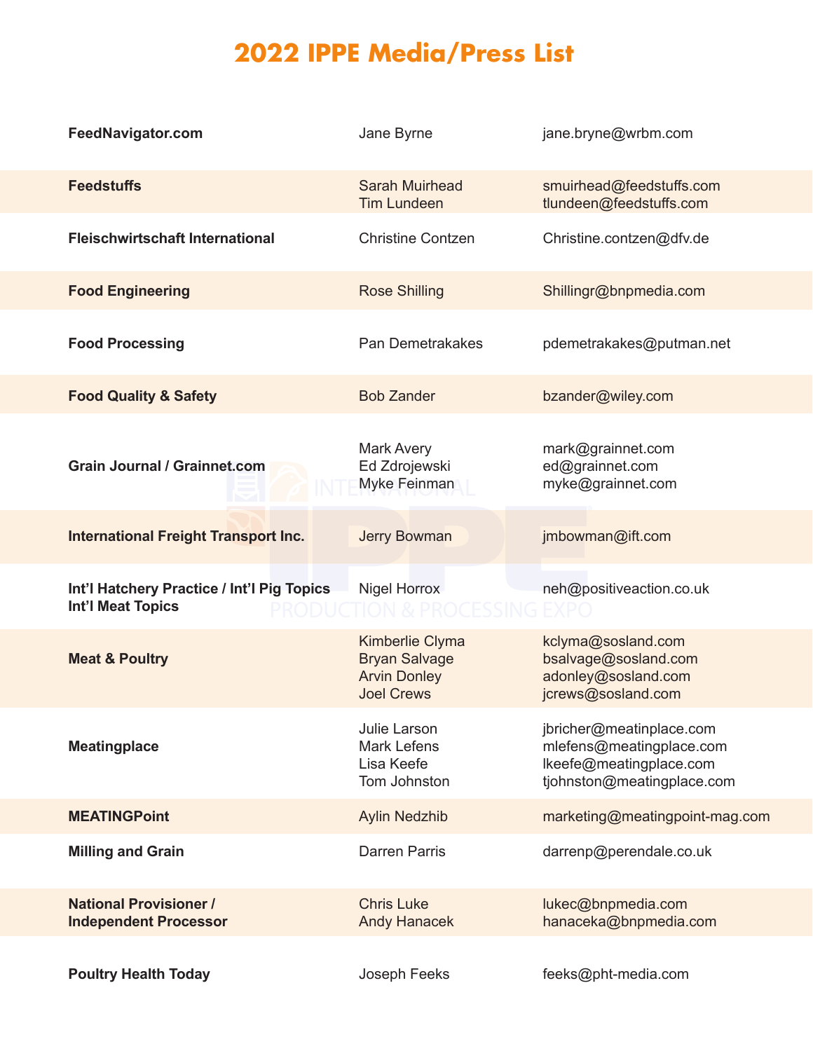# 2022 IPPE Media/Press List

| Publication | Contact | Email |
| --- | --- | --- |
| **FeedNavigator.com** | Jane Byrne | jane.bryne@wrbm.com |
| **Feedstuffs** | Sarah Muirhead<br>Tim Lundeen | smuirhead@feedstuffs.com<br>tlundeen@feedstuffs.com |
| **Fleischwirtschaft International** | Christine Contzen | Christine.contzen@dfv.de |
| **Food Engineering** | Rose Shilling | Shillingr@bnpmedia.com |
| **Food Processing** | Pan Demetrakakes | pdemetrakakes@putman.net |
| **Food Quality & Safety** | Bob Zander | bzander@wiley.com |
| **Grain Journal / Grainnet.com** | Mark Avery<br>Ed Zdrojewski<br>Myke Feinman | mark@grainnet.com<br>ed@grainnet.com<br>myke@grainnet.com |
| **International Freight Transport Inc.** | Jerry Bowman | jmbowman@ift.com |
| **Int'l Hatchery Practice / Int'l Pig Topics Int'l Meat Topics** | Nigel Horrox | neh@positiveaction.co.uk |
| **Meat & Poultry** | Kimberlie Clyma<br>Bryan Salvage<br>Arvin Donley<br>Joel Crews | kclyma@sosland.com<br>bsalvage@sosland.com<br>adonley@sosland.com<br>jcrews@sosland.com |
| **Meatingplace** | Julie Larson<br>Mark Lefens<br>Lisa Keefe<br>Tom Johnston | jbricher@meatinplace.com<br>mlefens@meatingplace.com<br>lkeefe@meatingplace.com<br>tjohnston@meatingplace.com |
| **MEATINGPoint** | Aylin Nedzhib | marketing@meatingpoint-mag.com |
| **Milling and Grain** | Darren Parris | darrenp@perendale.co.uk |
| **National Provisioner / Independent Processor** | Chris Luke<br>Andy Hanacek | lukec@bnpmedia.com<br>hanaceka@bnpmedia.com |
| **Poultry Health Today** | Joseph Feeks | feeks@pht-media.com |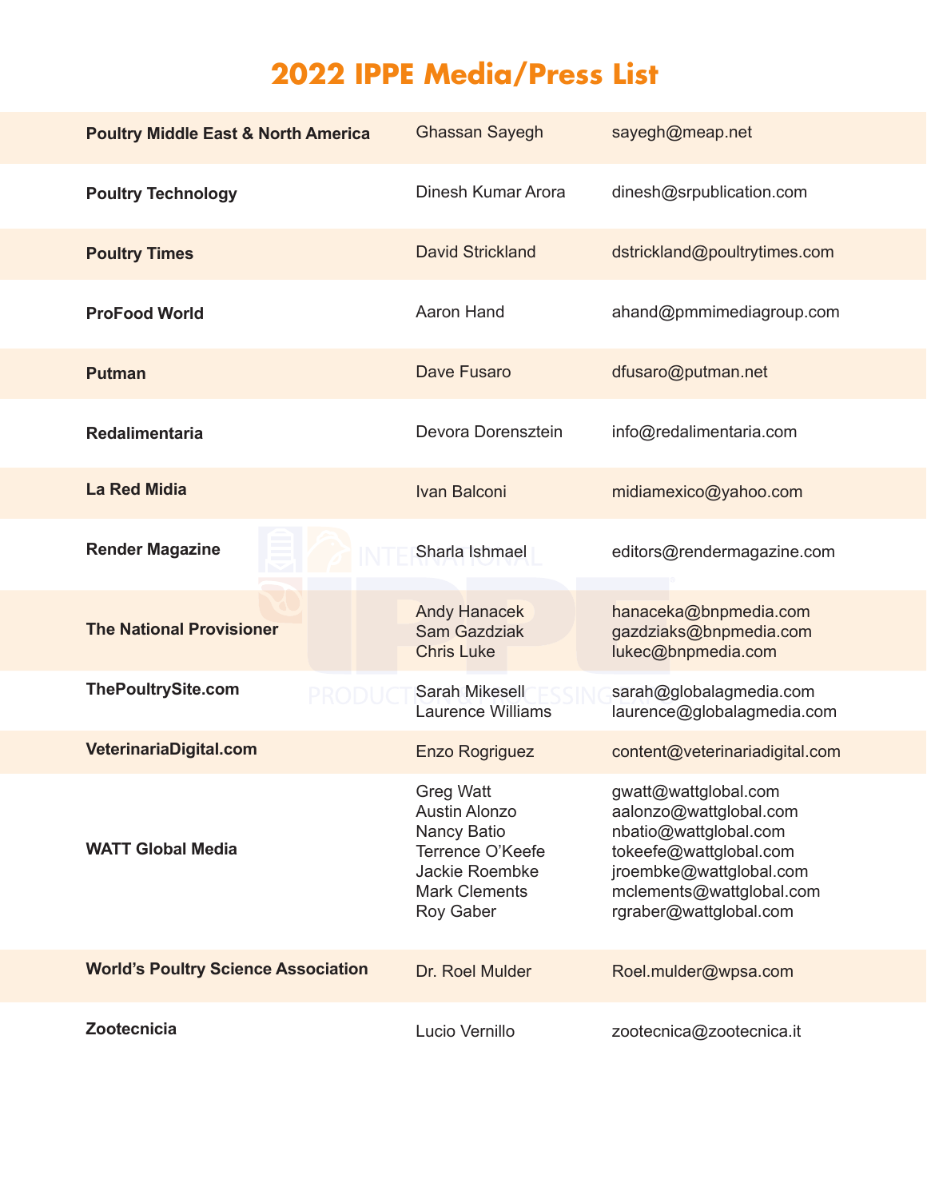# 2022 IPPE Media/Press List

| | | |
|---|---|---|
| **Poultry Middle East & North America** | Ghassan Sayegh | sayegh@meap.net |
| **Poultry Technology** | Dinesh Kumar Arora | dinesh@srpublication.com |
| **Poultry Times** | David Strickland | dstrickland@poultrytimes.com |
| **ProFood World** | Aaron Hand | ahand@pmmimediagroup.com |
| **Putman** | Dave Fusaro | dfusaro@putman.net |
| **Redalimentaria** | Devora Dorensztein | info@redalimentaria.com |
| **La Red Midia** | Ivan Balconi | midiamexico@yahoo.com |
| **Render Magazine** | Sharla Ishmael | editors@rendermagazine.com |
| **The National Provisioner** | Andy Hanacek<br>Sam Gazdziak<br>Chris Luke | hanaceka@bnpmedia.com<br>gazdziaks@bnpmedia.com<br>lukec@bnpmedia.com |
| **ThePoultrySite.com** | Sarah Mikesell<br>Laurence Williams | sarah@globalagmedia.com<br>laurence@globalagmedia.com |
| **VeterinariaDigital.com** | Enzo Rogriguez | content@veterinariadigital.com |
| **WATT Global Media** | Greg Watt<br>Austin Alonzo<br>Nancy Batio<br>Terrence O'Keefe<br>Jackie Roembke<br>Mark Clements<br>Roy Gaber | gwatt@wattglobal.com<br>aalonzo@wattglobal.com<br>nbatio@wattglobal.com<br>tokeefe@wattglobal.com<br>jroembke@wattglobal.com<br>mclements@wattglobal.com<br>rgraber@wattglobal.com |
| **World's Poultry Science Association** | Dr. Roel Mulder | Roel.mulder@wpsa.com |
| **Zootecnicia** | Lucio Vernillo | zootecnica@zootecnica.it |